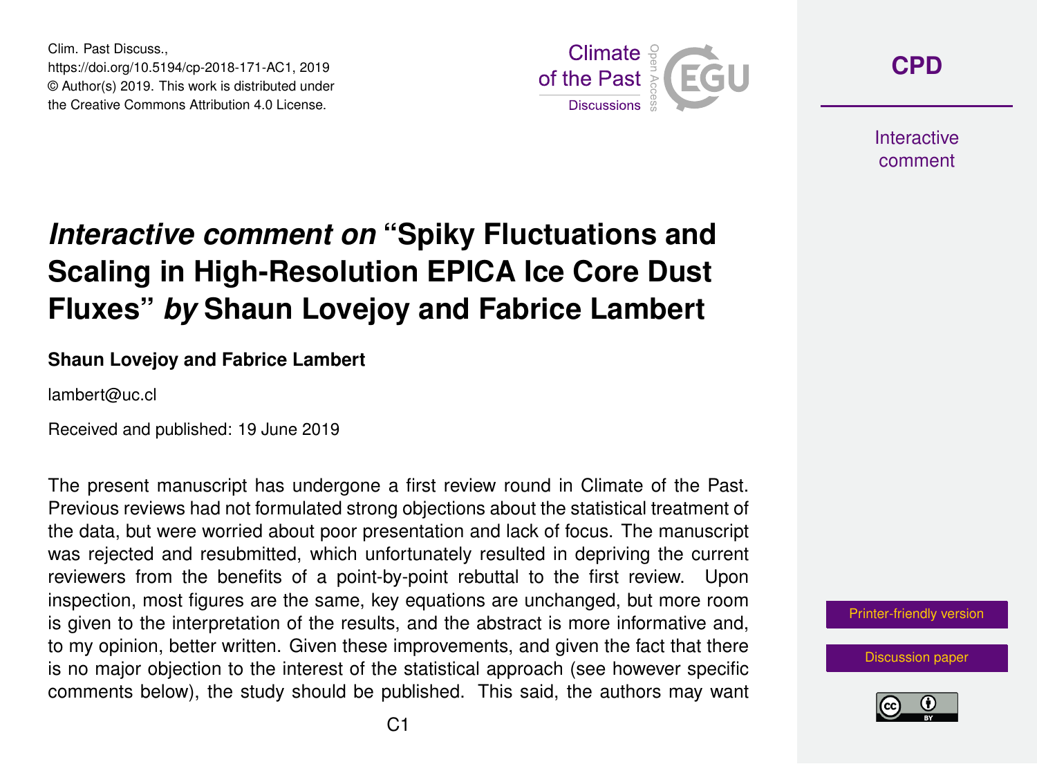Clim. Past Discuss.,
https://doi.org/10.5194/cp-2018-171-AC1, 2019
© Author(s) 2019. This work is distributed under
the Creative Commons Attribution 4.0 License.

# *Interactive comment on* "Spiky Fluctuations and Scaling in High-Resolution EPICA Ice Core Dust Fluxes" *by* Shaun Lovejoy and Fabrice Lambert

**Shaun Lovejoy and Fabrice Lambert**

lambert@uc.cl

Received and published: 19 June 2019

The present manuscript has undergone a first review round in Climate of the Past. Previous reviews had not formulated strong objections about the statistical treatment of the data, but were worried about poor presentation and lack of focus. The manuscript was rejected and resubmitted, which unfortunately resulted in depriving the current reviewers from the benefits of a point-by-point rebuttal to the first review. Upon inspection, most figures are the same, key equations are unchanged, but more room is given to the interpretation of the results, and the abstract is more informative and, to my opinion, better written. Given these improvements, and given the fact that there is no major objection to the interest of the statistical approach (see however specific comments below), the study should be published. This said, the authors may want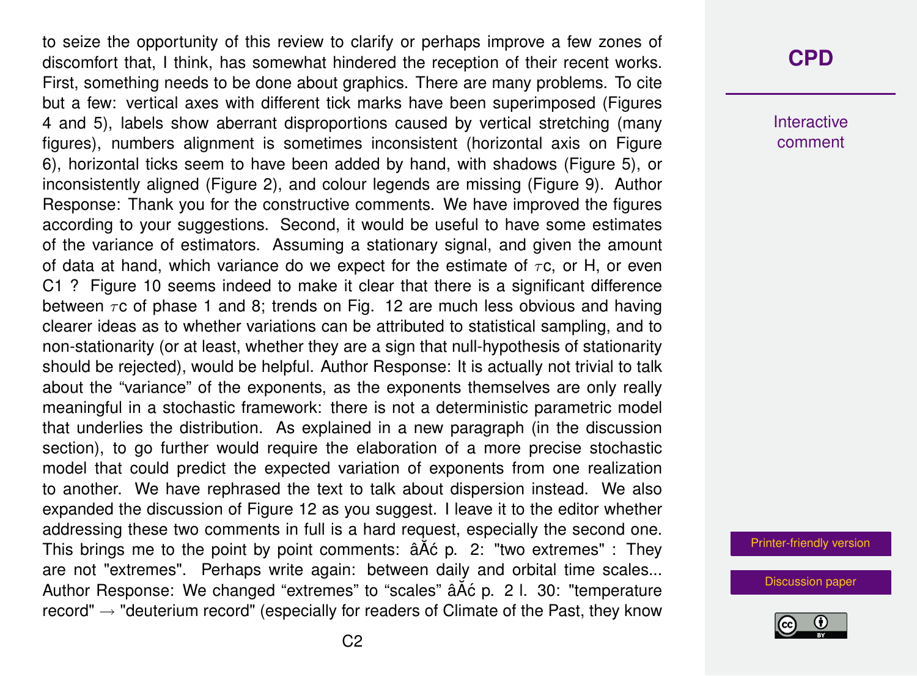to seize the opportunity of this review to clarify or perhaps improve a few zones of discomfort that, I think, has somewhat hindered the reception of their recent works. First, something needs to be done about graphics. There are many problems. To cite but a few: vertical axes with different tick marks have been superimposed (Figures 4 and 5), labels show aberrant disproportions caused by vertical stretching (many figures), numbers alignment is sometimes inconsistent (horizontal axis on Figure 6), horizontal ticks seem to have been added by hand, with shadows (Figure 5), or inconsistently aligned (Figure 2), and colour legends are missing (Figure 9). Author Response: Thank you for the constructive comments. We have improved the figures according to your suggestions. Second, it would be useful to have some estimates of the variance of estimators. Assuming a stationary signal, and given the amount of data at hand, which variance do we expect for the estimate of $\tau$c, or H, or even C1 ? Figure 10 seems indeed to make it clear that there is a significant difference between $\tau$c of phase 1 and 8; trends on Fig. 12 are much less obvious and having clearer ideas as to whether variations can be attributed to statistical sampling, and to non-stationarity (or at least, whether they are a sign that null-hypothesis of stationarity should be rejected), would be helpful. Author Response: It is actually not trivial to talk about the "variance" of the exponents, as the exponents themselves are only really meaningful in a stochastic framework: there is not a deterministic parametric model that underlies the distribution. As explained in a new paragraph (in the discussion section), to go further would require the elaboration of a more precise stochastic model that could predict the expected variation of exponents from one realization to another. We have rephrased the text to talk about dispersion instead. We also expanded the discussion of Figure 12 as you suggest. I leave it to the editor whether addressing these two comments in full is a hard request, especially the second one. This brings me to the point by point comments: âĂć p. 2: "two extremes" : They are not "extremes". Perhaps write again: between daily and orbital time scales... Author Response: We changed "extremes" to "scales" âĂć p. 2 l. 30: "temperature record" → "deuterium record" (especially for readers of Climate of the Past, they know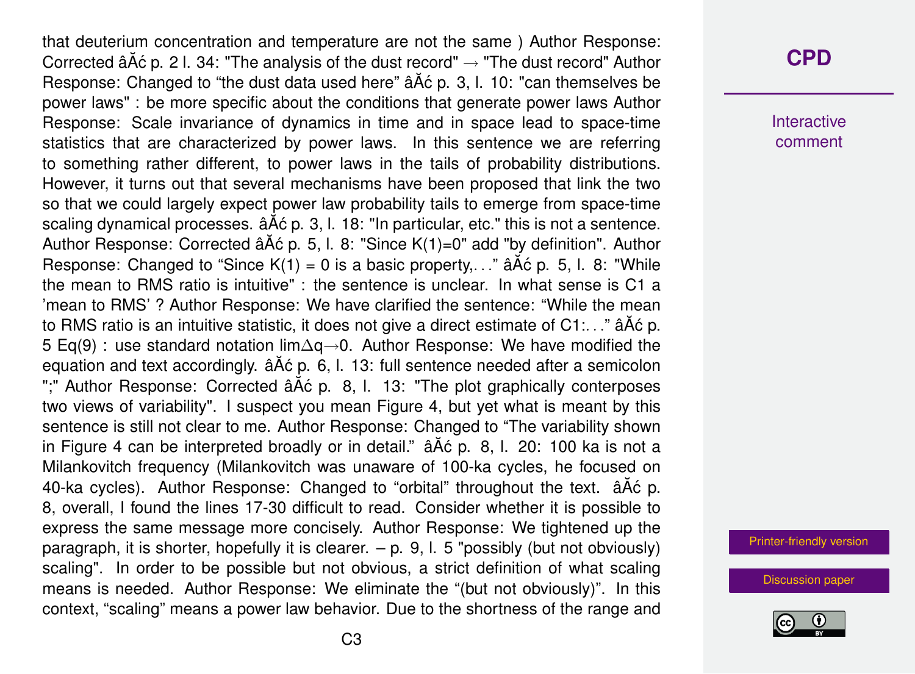that deuterium concentration and temperature are not the same ) Author Response: Corrected âĂć p. 2 l. 34: "The analysis of the dust record" → "The dust record" Author Response: Changed to “the dust data used here” âĂć p. 3, l. 10: "can themselves be power laws" : be more specific about the conditions that generate power laws Author Response: Scale invariance of dynamics in time and in space lead to space-time statistics that are characterized by power laws. In this sentence we are referring to something rather different, to power laws in the tails of probability distributions. However, it turns out that several mechanisms have been proposed that link the two so that we could largely expect power law probability tails to emerge from space-time scaling dynamical processes. âĂć p. 3, l. 18: "In particular, etc." this is not a sentence. Author Response: Corrected âĂć p. 5, l. 8: "Since K(1)=0" add "by definition". Author Response: Changed to “Since K(1) = 0 is a basic property,. . .” âĂć p. 5, l. 8: "While the mean to RMS ratio is intuitive" : the sentence is unclear. In what sense is C1 a ’mean to RMS’ ? Author Response: We have clarified the sentence: “While the mean to RMS ratio is an intuitive statistic, it does not give a direct estimate of C1:. . .” âĂć p. 5 Eq(9) : use standard notation $\lim_{\Delta q \to 0}$. Author Response: We have modified the equation and text accordingly. âĂć p. 6, l. 13: full sentence needed after a semicolon ";" Author Response: Corrected âĂć p. 8, l. 13: "The plot graphically conterposes two views of variability". I suspect you mean Figure 4, but yet what is meant by this sentence is still not clear to me. Author Response: Changed to “The variability shown in Figure 4 can be interpreted broadly or in detail.” âĂć p. 8, l. 20: 100 ka is not a Milankovitch frequency (Milankovitch was unaware of 100-ka cycles, he focused on 40-ka cycles). Author Response: Changed to “orbital” throughout the text. âĂć p. 8, overall, I found the lines 17-30 difficult to read. Consider whether it is possible to express the same message more concisely. Author Response: We tightened up the paragraph, it is shorter, hopefully it is clearer. – p. 9, l. 5 "possibly (but not obviously) scaling". In order to be possible but not obvious, a strict definition of what scaling means is needed. Author Response: We eliminate the “(but not obviously)”. In this context, “scaling” means a power law behavior. Due to the shortness of the range and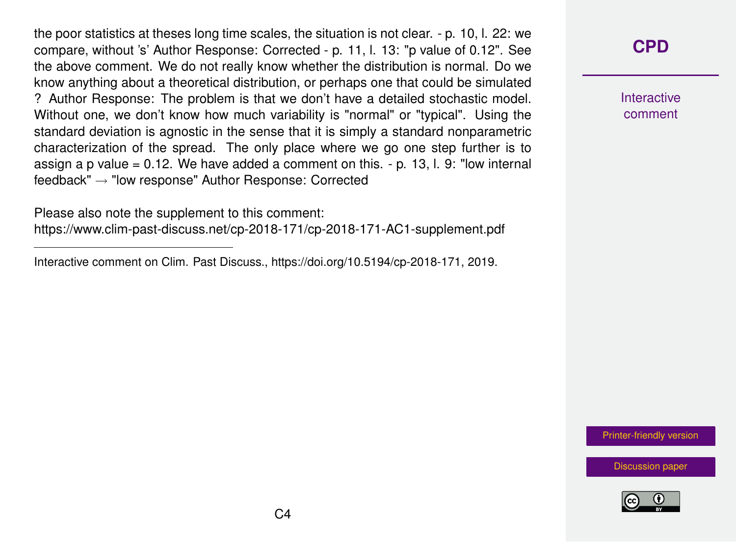the poor statistics at theses long time scales, the situation is not clear. - p. 10, l. 22: we compare, without 's' Author Response: Corrected - p. 11, l. 13: "p value of 0.12". See the above comment. We do not really know whether the distribution is normal. Do we know anything about a theoretical distribution, or perhaps one that could be simulated ? Author Response: The problem is that we don't have a detailed stochastic model. Without one, we don't know how much variability is "normal" or "typical". Using the standard deviation is agnostic in the sense that it is simply a standard nonparametric characterization of the spread. The only place where we go one step further is to assign a p value = 0.12. We have added a comment on this. - p. 13, l. 9: "low internal feedback" → "low response" Author Response: Corrected

Please also note the supplement to this comment:
https://www.clim-past-discuss.net/cp-2018-171/cp-2018-171-AC1-supplement.pdf

---

Interactive comment on Clim. Past Discuss., https://doi.org/10.5194/cp-2018-171, 2019.